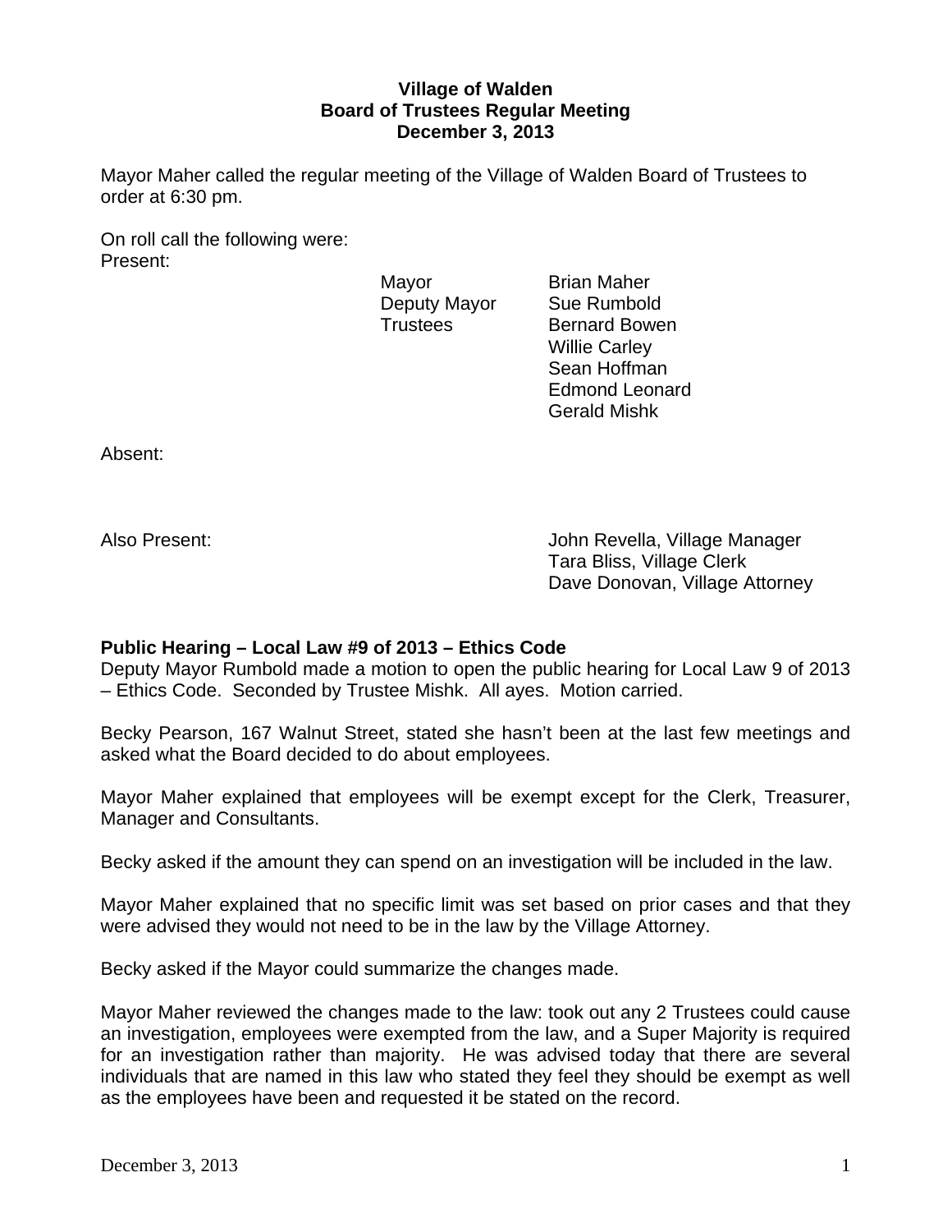**Village of Walden**
**Board of Trustees Regular Meeting**
**December 3, 2013**

Mayor Maher called the regular meeting of the Village of Walden Board of Trustees to order at 6:30 pm.

On roll call the following were:
Present:

| | |
|---|---|
| Mayor | Brian Maher |
| Deputy Mayor | Sue Rumbold |
| Trustees | Bernard Bowen |
| | Willie Carley |
| | Sean Hoffman |
| | Edmond Leonard |
| | Gerald Mishk |

Absent:

Also Present: John Revella, Village Manager
Tara Bliss, Village Clerk
Dave Donovan, Village Attorney

**Public Hearing – Local Law #9 of 2013 – Ethics Code**

Deputy Mayor Rumbold made a motion to open the public hearing for Local Law 9 of 2013 – Ethics Code. Seconded by Trustee Mishk. All ayes. Motion carried.

Becky Pearson, 167 Walnut Street, stated she hasn't been at the last few meetings and asked what the Board decided to do about employees.

Mayor Maher explained that employees will be exempt except for the Clerk, Treasurer, Manager and Consultants.

Becky asked if the amount they can spend on an investigation will be included in the law.

Mayor Maher explained that no specific limit was set based on prior cases and that they were advised they would not need to be in the law by the Village Attorney.

Becky asked if the Mayor could summarize the changes made.

Mayor Maher reviewed the changes made to the law: took out any 2 Trustees could cause an investigation, employees were exempted from the law, and a Super Majority is required for an investigation rather than majority. He was advised today that there are several individuals that are named in this law who stated they feel they should be exempt as well as the employees have been and requested it be stated on the record.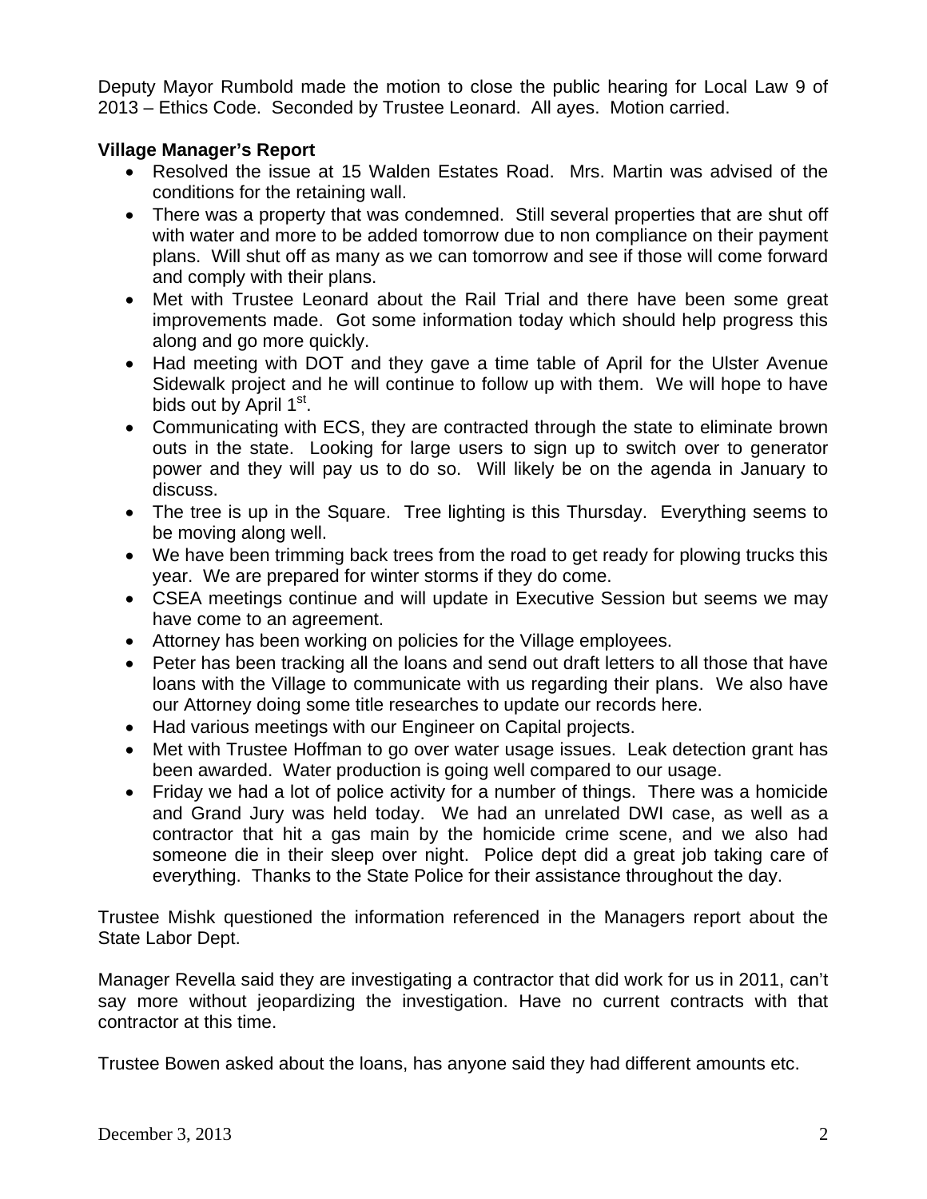Deputy Mayor Rumbold made the motion to close the public hearing for Local Law 9 of 2013 – Ethics Code. Seconded by Trustee Leonard. All ayes. Motion carried.

**Village Manager's Report**

- Resolved the issue at 15 Walden Estates Road. Mrs. Martin was advised of the conditions for the retaining wall.
- There was a property that was condemned. Still several properties that are shut off with water and more to be added tomorrow due to non compliance on their payment plans. Will shut off as many as we can tomorrow and see if those will come forward and comply with their plans.
- Met with Trustee Leonard about the Rail Trial and there have been some great improvements made. Got some information today which should help progress this along and go more quickly.
- Had meeting with DOT and they gave a time table of April for the Ulster Avenue Sidewalk project and he will continue to follow up with them. We will hope to have bids out by April 1st.
- Communicating with ECS, they are contracted through the state to eliminate brown outs in the state. Looking for large users to sign up to switch over to generator power and they will pay us to do so. Will likely be on the agenda in January to discuss.
- The tree is up in the Square. Tree lighting is this Thursday. Everything seems to be moving along well.
- We have been trimming back trees from the road to get ready for plowing trucks this year. We are prepared for winter storms if they do come.
- CSEA meetings continue and will update in Executive Session but seems we may have come to an agreement.
- Attorney has been working on policies for the Village employees.
- Peter has been tracking all the loans and send out draft letters to all those that have loans with the Village to communicate with us regarding their plans. We also have our Attorney doing some title researches to update our records here.
- Had various meetings with our Engineer on Capital projects.
- Met with Trustee Hoffman to go over water usage issues. Leak detection grant has been awarded. Water production is going well compared to our usage.
- Friday we had a lot of police activity for a number of things. There was a homicide and Grand Jury was held today. We had an unrelated DWI case, as well as a contractor that hit a gas main by the homicide crime scene, and we also had someone die in their sleep over night. Police dept did a great job taking care of everything. Thanks to the State Police for their assistance throughout the day.

Trustee Mishk questioned the information referenced in the Managers report about the State Labor Dept.

Manager Revella said they are investigating a contractor that did work for us in 2011, can't say more without jeopardizing the investigation. Have no current contracts with that contractor at this time.

Trustee Bowen asked about the loans, has anyone said they had different amounts etc.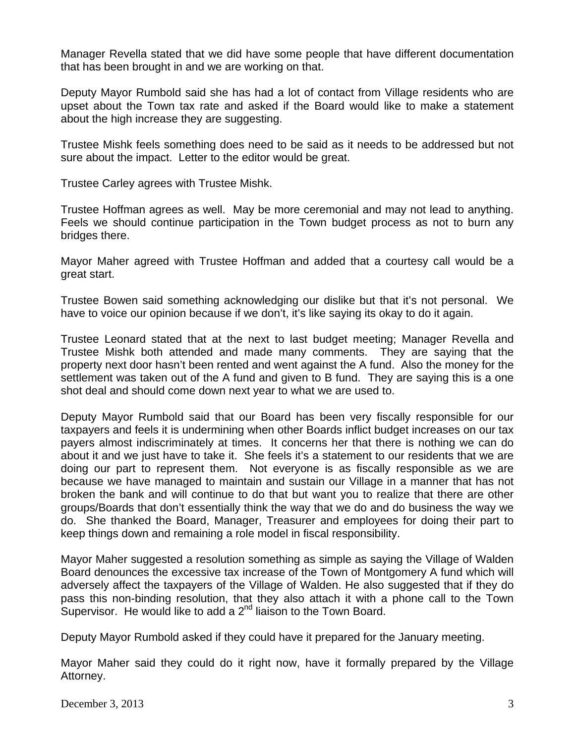Manager Revella stated that we did have some people that have different documentation that has been brought in and we are working on that.

Deputy Mayor Rumbold said she has had a lot of contact from Village residents who are upset about the Town tax rate and asked if the Board would like to make a statement about the high increase they are suggesting.

Trustee Mishk feels something does need to be said as it needs to be addressed but not sure about the impact. Letter to the editor would be great.

Trustee Carley agrees with Trustee Mishk.

Trustee Hoffman agrees as well. May be more ceremonial and may not lead to anything. Feels we should continue participation in the Town budget process as not to burn any bridges there.

Mayor Maher agreed with Trustee Hoffman and added that a courtesy call would be a great start.

Trustee Bowen said something acknowledging our dislike but that it's not personal. We have to voice our opinion because if we don't, it's like saying its okay to do it again.

Trustee Leonard stated that at the next to last budget meeting; Manager Revella and Trustee Mishk both attended and made many comments. They are saying that the property next door hasn't been rented and went against the A fund. Also the money for the settlement was taken out of the A fund and given to B fund. They are saying this is a one shot deal and should come down next year to what we are used to.

Deputy Mayor Rumbold said that our Board has been very fiscally responsible for our taxpayers and feels it is undermining when other Boards inflict budget increases on our tax payers almost indiscriminately at times. It concerns her that there is nothing we can do about it and we just have to take it. She feels it's a statement to our residents that we are doing our part to represent them. Not everyone is as fiscally responsible as we are because we have managed to maintain and sustain our Village in a manner that has not broken the bank and will continue to do that but want you to realize that there are other groups/Boards that don't essentially think the way that we do and do business the way we do. She thanked the Board, Manager, Treasurer and employees for doing their part to keep things down and remaining a role model in fiscal responsibility.

Mayor Maher suggested a resolution something as simple as saying the Village of Walden Board denounces the excessive tax increase of the Town of Montgomery A fund which will adversely affect the taxpayers of the Village of Walden. He also suggested that if they do pass this non-binding resolution, that they also attach it with a phone call to the Town Supervisor. He would like to add a 2nd liaison to the Town Board.

Deputy Mayor Rumbold asked if they could have it prepared for the January meeting.

Mayor Maher said they could do it right now, have it formally prepared by the Village Attorney.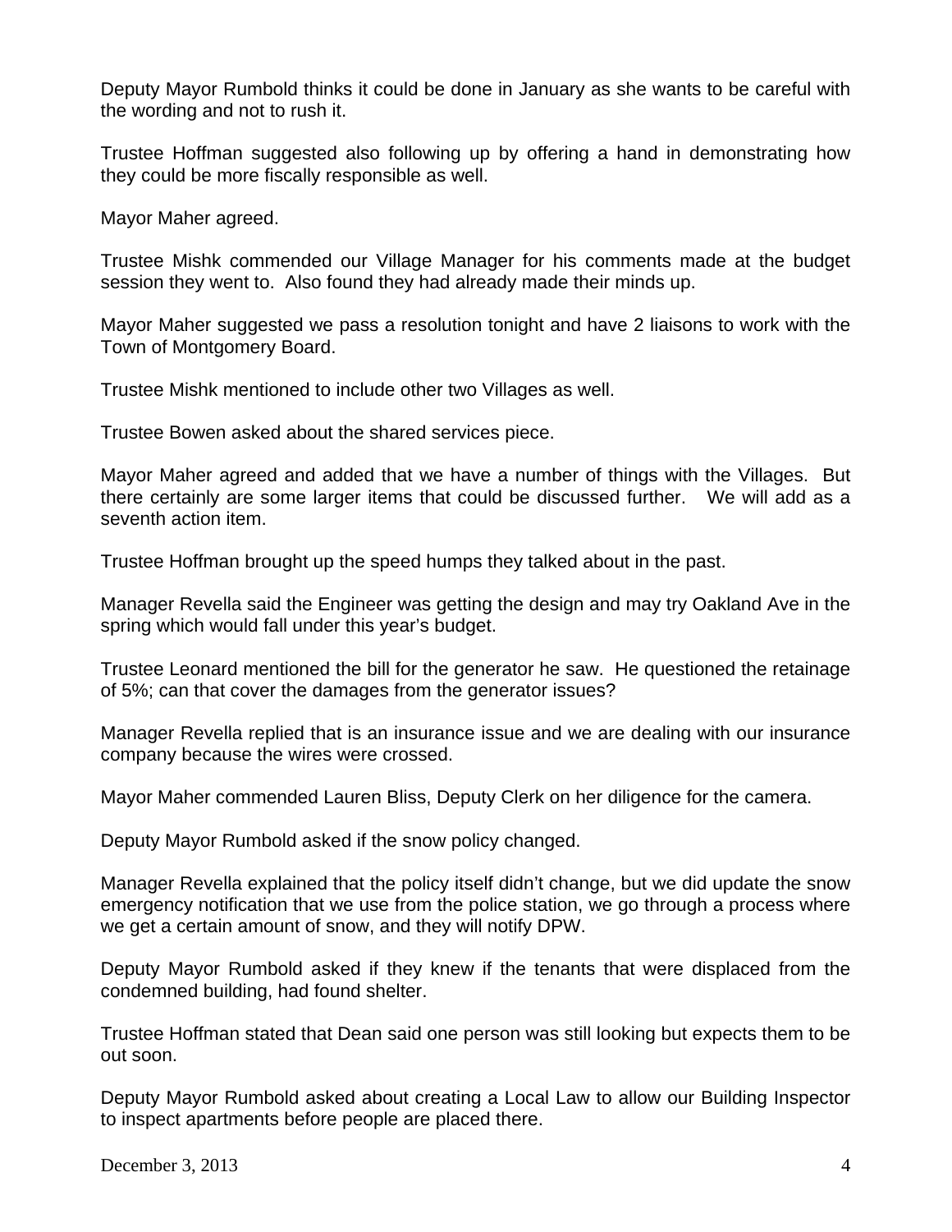Deputy Mayor Rumbold thinks it could be done in January as she wants to be careful with the wording and not to rush it.

Trustee Hoffman suggested also following up by offering a hand in demonstrating how they could be more fiscally responsible as well.

Mayor Maher agreed.

Trustee Mishk commended our Village Manager for his comments made at the budget session they went to. Also found they had already made their minds up.

Mayor Maher suggested we pass a resolution tonight and have 2 liaisons to work with the Town of Montgomery Board.

Trustee Mishk mentioned to include other two Villages as well.

Trustee Bowen asked about the shared services piece.

Mayor Maher agreed and added that we have a number of things with the Villages. But there certainly are some larger items that could be discussed further. We will add as a seventh action item.

Trustee Hoffman brought up the speed humps they talked about in the past.

Manager Revella said the Engineer was getting the design and may try Oakland Ave in the spring which would fall under this year's budget.

Trustee Leonard mentioned the bill for the generator he saw. He questioned the retainage of 5%; can that cover the damages from the generator issues?

Manager Revella replied that is an insurance issue and we are dealing with our insurance company because the wires were crossed.

Mayor Maher commended Lauren Bliss, Deputy Clerk on her diligence for the camera.

Deputy Mayor Rumbold asked if the snow policy changed.

Manager Revella explained that the policy itself didn't change, but we did update the snow emergency notification that we use from the police station, we go through a process where we get a certain amount of snow, and they will notify DPW.

Deputy Mayor Rumbold asked if they knew if the tenants that were displaced from the condemned building, had found shelter.

Trustee Hoffman stated that Dean said one person was still looking but expects them to be out soon.

Deputy Mayor Rumbold asked about creating a Local Law to allow our Building Inspector to inspect apartments before people are placed there.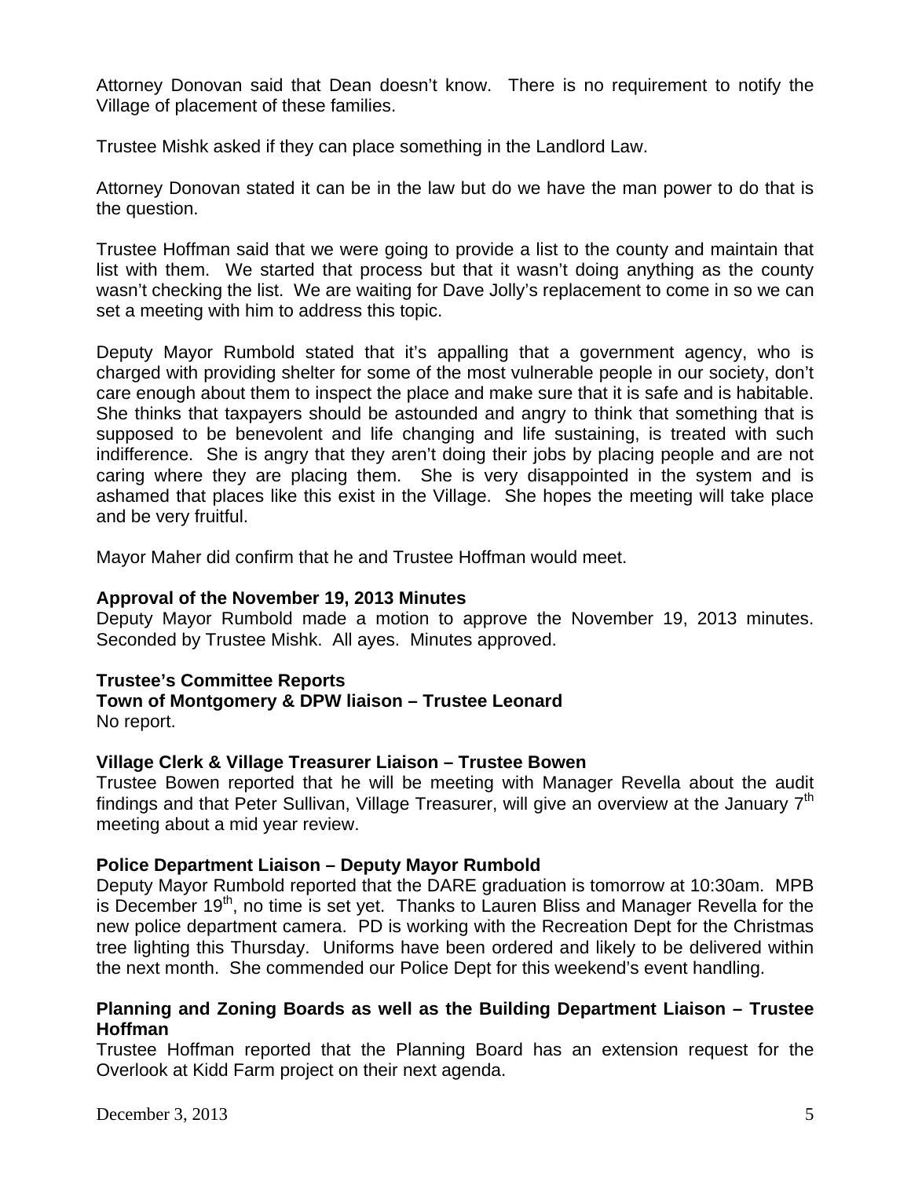Attorney Donovan said that Dean doesn't know. There is no requirement to notify the Village of placement of these families.

Trustee Mishk asked if they can place something in the Landlord Law.

Attorney Donovan stated it can be in the law but do we have the man power to do that is the question.

Trustee Hoffman said that we were going to provide a list to the county and maintain that list with them. We started that process but that it wasn't doing anything as the county wasn't checking the list. We are waiting for Dave Jolly's replacement to come in so we can set a meeting with him to address this topic.

Deputy Mayor Rumbold stated that it's appalling that a government agency, who is charged with providing shelter for some of the most vulnerable people in our society, don't care enough about them to inspect the place and make sure that it is safe and is habitable. She thinks that taxpayers should be astounded and angry to think that something that is supposed to be benevolent and life changing and life sustaining, is treated with such indifference. She is angry that they aren't doing their jobs by placing people and are not caring where they are placing them. She is very disappointed in the system and is ashamed that places like this exist in the Village. She hopes the meeting will take place and be very fruitful.

Mayor Maher did confirm that he and Trustee Hoffman would meet.

**Approval of the November 19, 2013 Minutes**
Deputy Mayor Rumbold made a motion to approve the November 19, 2013 minutes. Seconded by Trustee Mishk. All ayes. Minutes approved.

**Trustee's Committee Reports**
**Town of Montgomery & DPW liaison – Trustee Leonard**
No report.

**Village Clerk & Village Treasurer Liaison – Trustee Bowen**
Trustee Bowen reported that he will be meeting with Manager Revella about the audit findings and that Peter Sullivan, Village Treasurer, will give an overview at the January 7th meeting about a mid year review.

**Police Department Liaison – Deputy Mayor Rumbold**
Deputy Mayor Rumbold reported that the DARE graduation is tomorrow at 10:30am. MPB is December 19th, no time is set yet. Thanks to Lauren Bliss and Manager Revella for the new police department camera. PD is working with the Recreation Dept for the Christmas tree lighting this Thursday. Uniforms have been ordered and likely to be delivered within the next month. She commended our Police Dept for this weekend's event handling.

**Planning and Zoning Boards as well as the Building Department Liaison – Trustee Hoffman**
Trustee Hoffman reported that the Planning Board has an extension request for the Overlook at Kidd Farm project on their next agenda.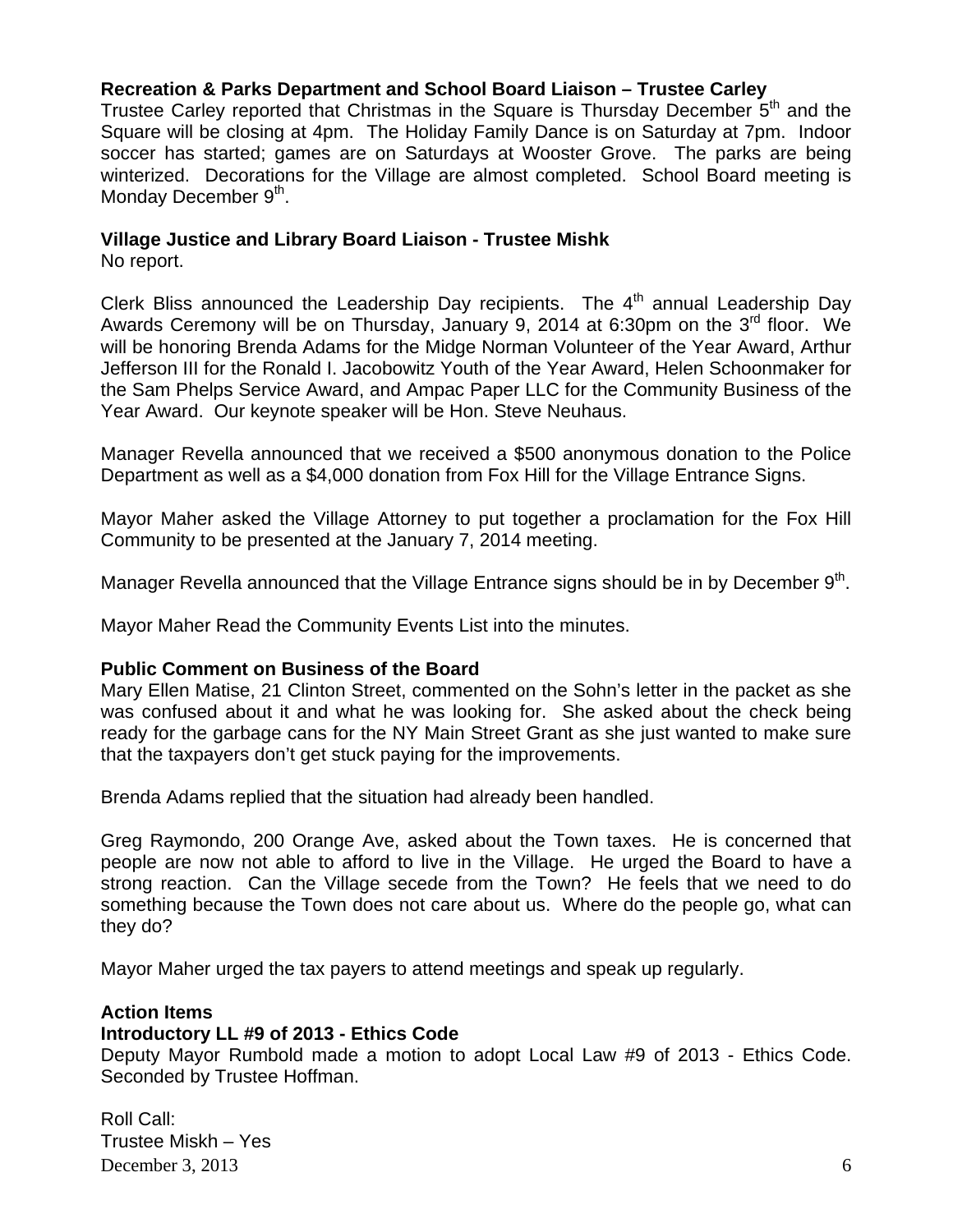**Recreation & Parks Department and School Board Liaison – Trustee Carley**
Trustee Carley reported that Christmas in the Square is Thursday December 5th and the Square will be closing at 4pm. The Holiday Family Dance is on Saturday at 7pm. Indoor soccer has started; games are on Saturdays at Wooster Grove. The parks are being winterized. Decorations for the Village are almost completed. School Board meeting is Monday December 9th.

**Village Justice and Library Board Liaison - Trustee Mishk**
No report.

Clerk Bliss announced the Leadership Day recipients. The 4th annual Leadership Day Awards Ceremony will be on Thursday, January 9, 2014 at 6:30pm on the 3rd floor. We will be honoring Brenda Adams for the Midge Norman Volunteer of the Year Award, Arthur Jefferson III for the Ronald I. Jacobowitz Youth of the Year Award, Helen Schoonmaker for the Sam Phelps Service Award, and Ampac Paper LLC for the Community Business of the Year Award. Our keynote speaker will be Hon. Steve Neuhaus.

Manager Revella announced that we received a $500 anonymous donation to the Police Department as well as a $4,000 donation from Fox Hill for the Village Entrance Signs.

Mayor Maher asked the Village Attorney to put together a proclamation for the Fox Hill Community to be presented at the January 7, 2014 meeting.

Manager Revella announced that the Village Entrance signs should be in by December 9th.

Mayor Maher Read the Community Events List into the minutes.

**Public Comment on Business of the Board**
Mary Ellen Matise, 21 Clinton Street, commented on the Sohn's letter in the packet as she was confused about it and what he was looking for. She asked about the check being ready for the garbage cans for the NY Main Street Grant as she just wanted to make sure that the taxpayers don't get stuck paying for the improvements.

Brenda Adams replied that the situation had already been handled.

Greg Raymondo, 200 Orange Ave, asked about the Town taxes. He is concerned that people are now not able to afford to live in the Village. He urged the Board to have a strong reaction. Can the Village secede from the Town? He feels that we need to do something because the Town does not care about us. Where do the people go, what can they do?

Mayor Maher urged the tax payers to attend meetings and speak up regularly.

**Action Items**
**Introductory LL #9 of 2013 - Ethics Code**
Deputy Mayor Rumbold made a motion to adopt Local Law #9 of 2013 - Ethics Code. Seconded by Trustee Hoffman.

Roll Call:
Trustee Mishk – Yes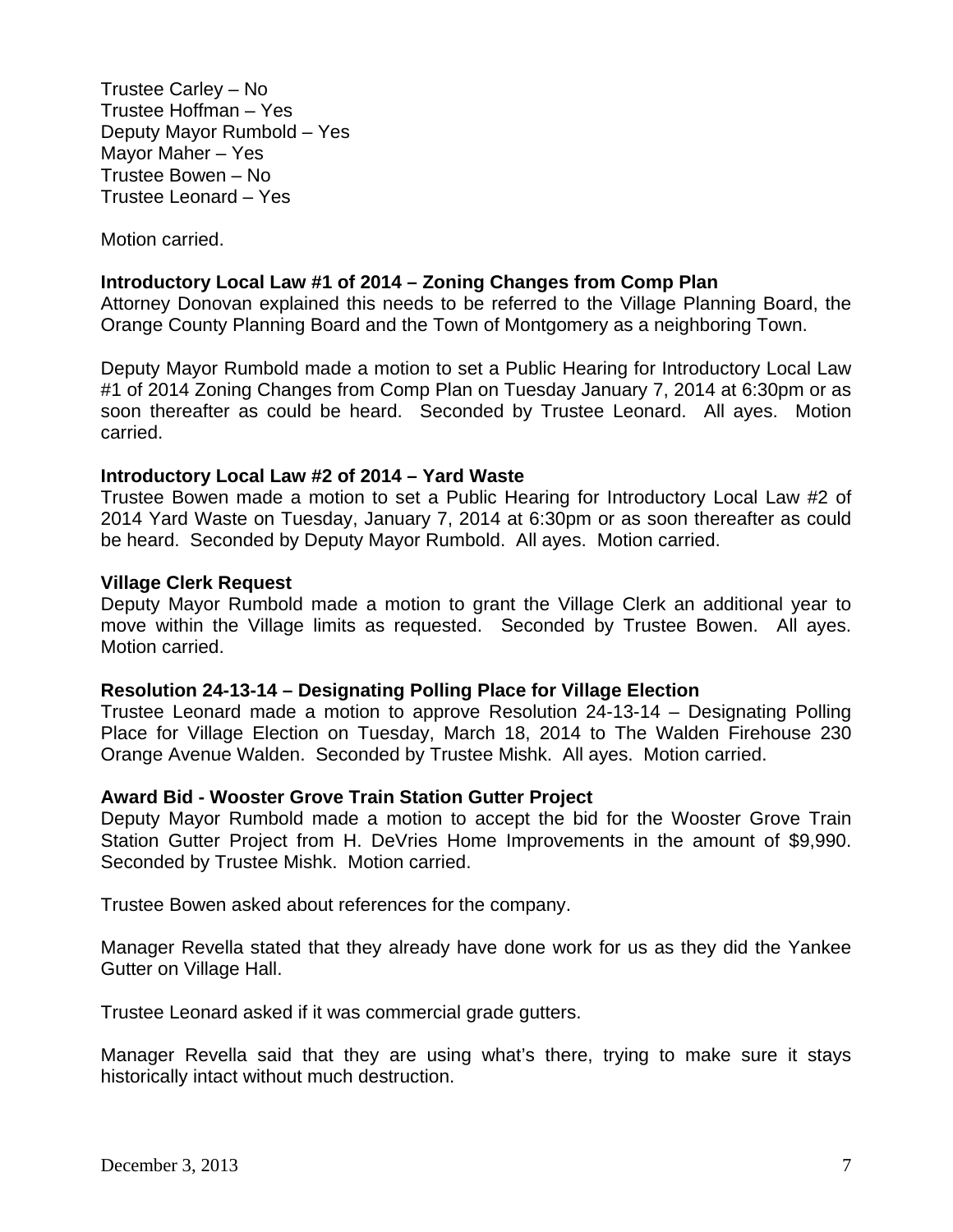Trustee Carley – No
Trustee Hoffman – Yes
Deputy Mayor Rumbold – Yes
Mayor Maher – Yes
Trustee Bowen – No
Trustee Leonard – Yes

Motion carried.

**Introductory Local Law #1 of 2014 – Zoning Changes from Comp Plan**

Attorney Donovan explained this needs to be referred to the Village Planning Board, the Orange County Planning Board and the Town of Montgomery as a neighboring Town.

Deputy Mayor Rumbold made a motion to set a Public Hearing for Introductory Local Law #1 of 2014 Zoning Changes from Comp Plan on Tuesday January 7, 2014 at 6:30pm or as soon thereafter as could be heard. Seconded by Trustee Leonard. All ayes. Motion carried.

**Introductory Local Law #2 of 2014 – Yard Waste**

Trustee Bowen made a motion to set a Public Hearing for Introductory Local Law #2 of 2014 Yard Waste on Tuesday, January 7, 2014 at 6:30pm or as soon thereafter as could be heard. Seconded by Deputy Mayor Rumbold. All ayes. Motion carried.

**Village Clerk Request**

Deputy Mayor Rumbold made a motion to grant the Village Clerk an additional year to move within the Village limits as requested. Seconded by Trustee Bowen. All ayes. Motion carried.

**Resolution 24-13-14 – Designating Polling Place for Village Election**

Trustee Leonard made a motion to approve Resolution 24-13-14 – Designating Polling Place for Village Election on Tuesday, March 18, 2014 to The Walden Firehouse 230 Orange Avenue Walden. Seconded by Trustee Mishk. All ayes. Motion carried.

**Award Bid - Wooster Grove Train Station Gutter Project**

Deputy Mayor Rumbold made a motion to accept the bid for the Wooster Grove Train Station Gutter Project from H. DeVries Home Improvements in the amount of $9,990. Seconded by Trustee Mishk. Motion carried.

Trustee Bowen asked about references for the company.

Manager Revella stated that they already have done work for us as they did the Yankee Gutter on Village Hall.

Trustee Leonard asked if it was commercial grade gutters.

Manager Revella said that they are using what's there, trying to make sure it stays historically intact without much destruction.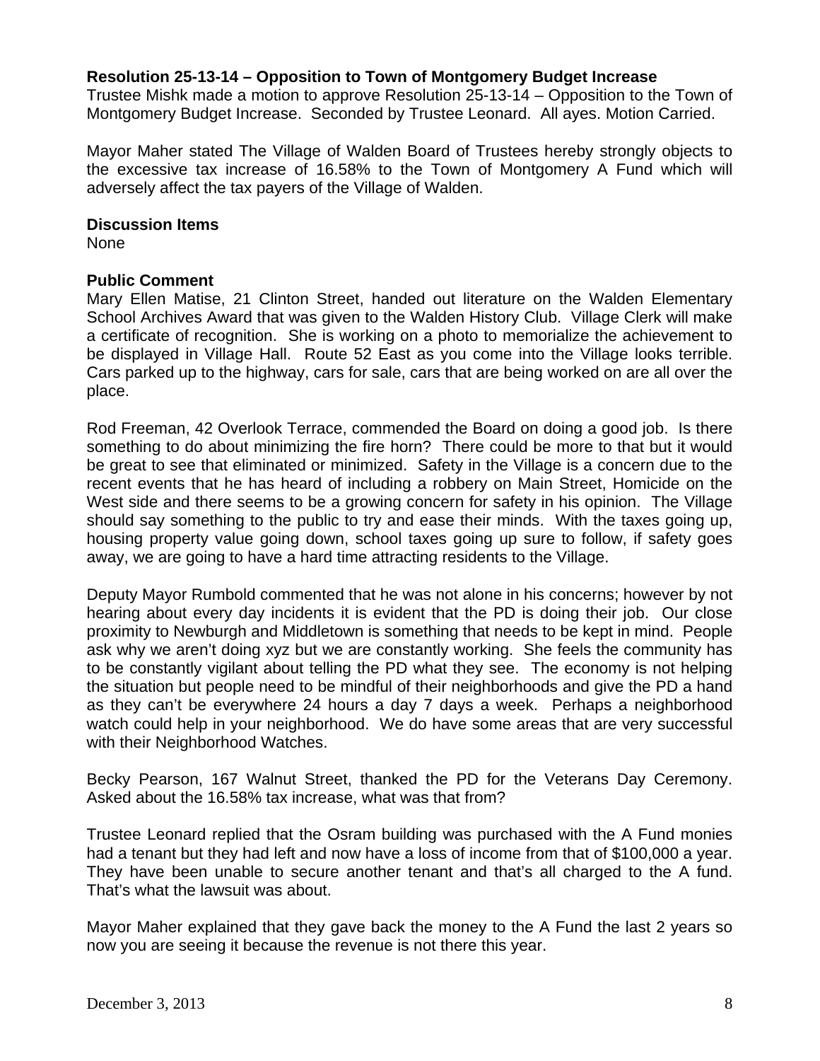**Resolution 25-13-14 – Opposition to Town of Montgomery Budget Increase**
Trustee Mishk made a motion to approve Resolution 25-13-14 – Opposition to the Town of Montgomery Budget Increase. Seconded by Trustee Leonard. All ayes. Motion Carried.

Mayor Maher stated The Village of Walden Board of Trustees hereby strongly objects to the excessive tax increase of 16.58% to the Town of Montgomery A Fund which will adversely affect the tax payers of the Village of Walden.

**Discussion Items**
None

**Public Comment**
Mary Ellen Matise, 21 Clinton Street, handed out literature on the Walden Elementary School Archives Award that was given to the Walden History Club. Village Clerk will make a certificate of recognition. She is working on a photo to memorialize the achievement to be displayed in Village Hall. Route 52 East as you come into the Village looks terrible. Cars parked up to the highway, cars for sale, cars that are being worked on are all over the place.

Rod Freeman, 42 Overlook Terrace, commended the Board on doing a good job. Is there something to do about minimizing the fire horn? There could be more to that but it would be great to see that eliminated or minimized. Safety in the Village is a concern due to the recent events that he has heard of including a robbery on Main Street, Homicide on the West side and there seems to be a growing concern for safety in his opinion. The Village should say something to the public to try and ease their minds. With the taxes going up, housing property value going down, school taxes going up sure to follow, if safety goes away, we are going to have a hard time attracting residents to the Village.

Deputy Mayor Rumbold commented that he was not alone in his concerns; however by not hearing about every day incidents it is evident that the PD is doing their job. Our close proximity to Newburgh and Middletown is something that needs to be kept in mind. People ask why we aren't doing xyz but we are constantly working. She feels the community has to be constantly vigilant about telling the PD what they see. The economy is not helping the situation but people need to be mindful of their neighborhoods and give the PD a hand as they can't be everywhere 24 hours a day 7 days a week. Perhaps a neighborhood watch could help in your neighborhood. We do have some areas that are very successful with their Neighborhood Watches.

Becky Pearson, 167 Walnut Street, thanked the PD for the Veterans Day Ceremony. Asked about the 16.58% tax increase, what was that from?

Trustee Leonard replied that the Osram building was purchased with the A Fund monies had a tenant but they had left and now have a loss of income from that of $100,000 a year. They have been unable to secure another tenant and that's all charged to the A fund. That's what the lawsuit was about.

Mayor Maher explained that they gave back the money to the A Fund the last 2 years so now you are seeing it because the revenue is not there this year.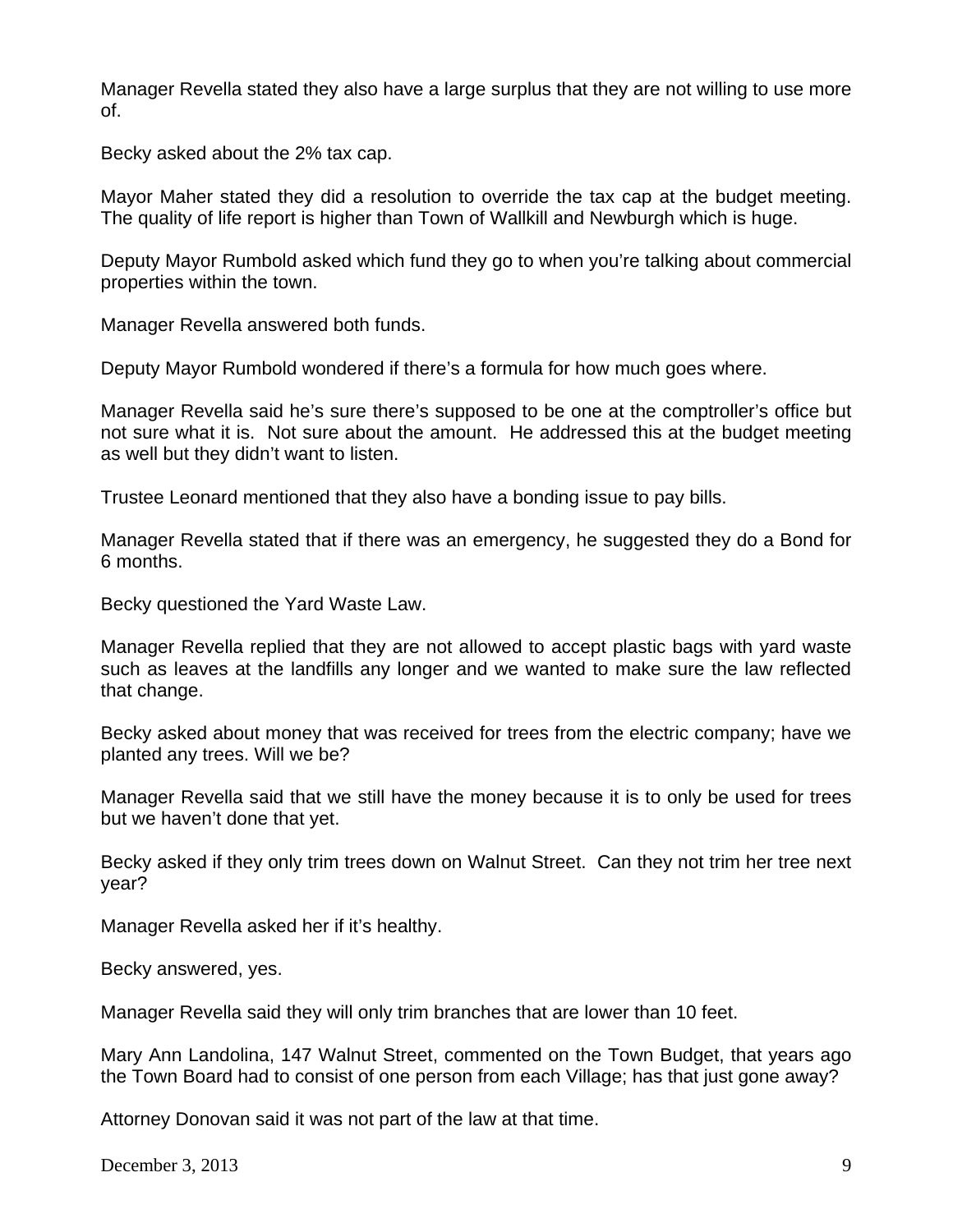Manager Revella stated they also have a large surplus that they are not willing to use more of.

Becky asked about the 2% tax cap.

Mayor Maher stated they did a resolution to override the tax cap at the budget meeting. The quality of life report is higher than Town of Wallkill and Newburgh which is huge.

Deputy Mayor Rumbold asked which fund they go to when you're talking about commercial properties within the town.

Manager Revella answered both funds.

Deputy Mayor Rumbold wondered if there's a formula for how much goes where.

Manager Revella said he's sure there's supposed to be one at the comptroller's office but not sure what it is. Not sure about the amount. He addressed this at the budget meeting as well but they didn't want to listen.

Trustee Leonard mentioned that they also have a bonding issue to pay bills.

Manager Revella stated that if there was an emergency, he suggested they do a Bond for 6 months.

Becky questioned the Yard Waste Law.

Manager Revella replied that they are not allowed to accept plastic bags with yard waste such as leaves at the landfills any longer and we wanted to make sure the law reflected that change.

Becky asked about money that was received for trees from the electric company; have we planted any trees. Will we be?

Manager Revella said that we still have the money because it is to only be used for trees but we haven't done that yet.

Becky asked if they only trim trees down on Walnut Street. Can they not trim her tree next year?

Manager Revella asked her if it's healthy.

Becky answered, yes.

Manager Revella said they will only trim branches that are lower than 10 feet.

Mary Ann Landolina, 147 Walnut Street, commented on the Town Budget, that years ago the Town Board had to consist of one person from each Village; has that just gone away?

Attorney Donovan said it was not part of the law at that time.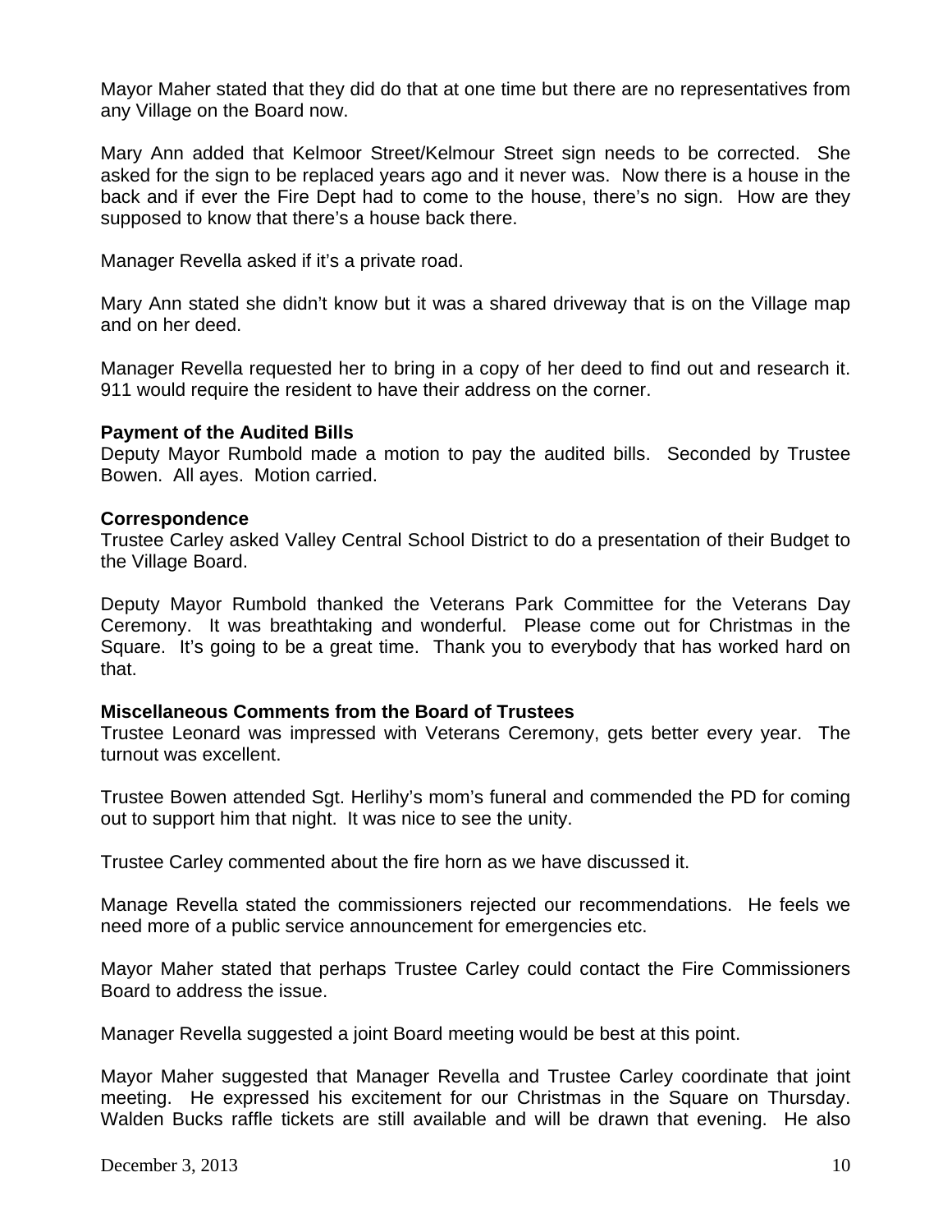Mayor Maher stated that they did do that at one time but there are no representatives from any Village on the Board now.

Mary Ann added that Kelmoor Street/Kelmour Street sign needs to be corrected. She asked for the sign to be replaced years ago and it never was. Now there is a house in the back and if ever the Fire Dept had to come to the house, there's no sign. How are they supposed to know that there's a house back there.

Manager Revella asked if it's a private road.

Mary Ann stated she didn't know but it was a shared driveway that is on the Village map and on her deed.

Manager Revella requested her to bring in a copy of her deed to find out and research it. 911 would require the resident to have their address on the corner.

**Payment of the Audited Bills**
Deputy Mayor Rumbold made a motion to pay the audited bills. Seconded by Trustee Bowen. All ayes. Motion carried.

**Correspondence**
Trustee Carley asked Valley Central School District to do a presentation of their Budget to the Village Board.

Deputy Mayor Rumbold thanked the Veterans Park Committee for the Veterans Day Ceremony. It was breathtaking and wonderful. Please come out for Christmas in the Square. It's going to be a great time. Thank you to everybody that has worked hard on that.

**Miscellaneous Comments from the Board of Trustees**
Trustee Leonard was impressed with Veterans Ceremony, gets better every year. The turnout was excellent.

Trustee Bowen attended Sgt. Herlihy's mom's funeral and commended the PD for coming out to support him that night. It was nice to see the unity.

Trustee Carley commented about the fire horn as we have discussed it.

Manage Revella stated the commissioners rejected our recommendations. He feels we need more of a public service announcement for emergencies etc.

Mayor Maher stated that perhaps Trustee Carley could contact the Fire Commissioners Board to address the issue.

Manager Revella suggested a joint Board meeting would be best at this point.

Mayor Maher suggested that Manager Revella and Trustee Carley coordinate that joint meeting. He expressed his excitement for our Christmas in the Square on Thursday. Walden Bucks raffle tickets are still available and will be drawn that evening. He also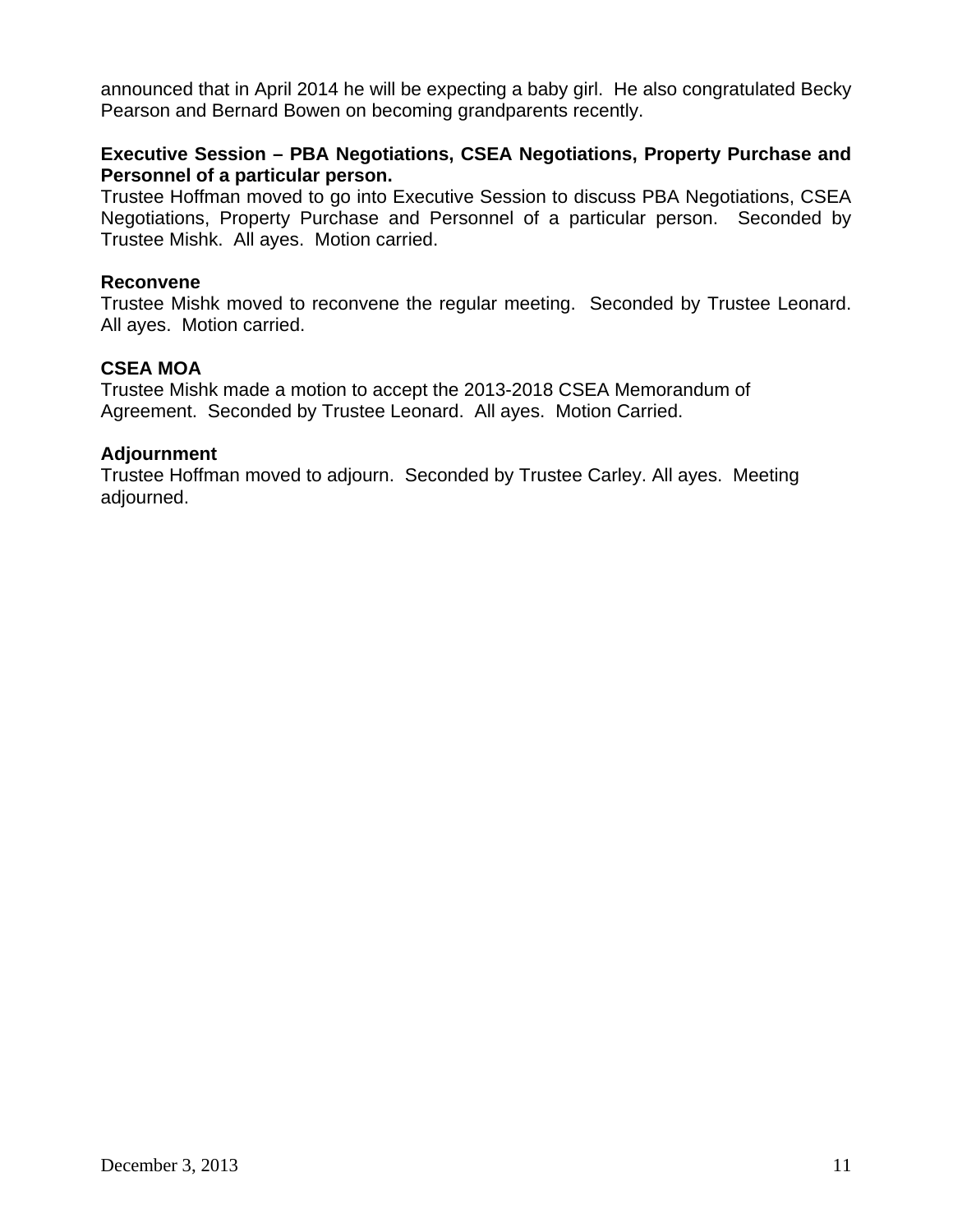announced that in April 2014 he will be expecting a baby girl. He also congratulated Becky Pearson and Bernard Bowen on becoming grandparents recently.

**Executive Session – PBA Negotiations, CSEA Negotiations, Property Purchase and Personnel of a particular person.**

Trustee Hoffman moved to go into Executive Session to discuss PBA Negotiations, CSEA Negotiations, Property Purchase and Personnel of a particular person. Seconded by Trustee Mishk. All ayes. Motion carried.

**Reconvene**

Trustee Mishk moved to reconvene the regular meeting. Seconded by Trustee Leonard. All ayes. Motion carried.

**CSEA MOA**

Trustee Mishk made a motion to accept the 2013-2018 CSEA Memorandum of Agreement. Seconded by Trustee Leonard. All ayes. Motion Carried.

**Adjournment**

Trustee Hoffman moved to adjourn. Seconded by Trustee Carley. All ayes. Meeting adjourned.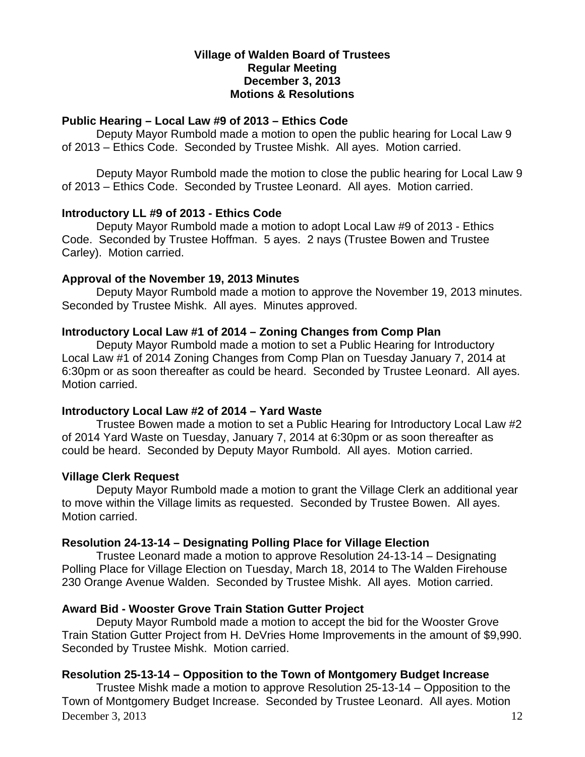**Village of Walden Board of Trustees**
**Regular Meeting**
**December 3, 2013**
**Motions & Resolutions**

**Public Hearing – Local Law #9 of 2013 – Ethics Code**

Deputy Mayor Rumbold made a motion to open the public hearing for Local Law 9 of 2013 – Ethics Code. Seconded by Trustee Mishk. All ayes. Motion carried.

Deputy Mayor Rumbold made the motion to close the public hearing for Local Law 9 of 2013 – Ethics Code. Seconded by Trustee Leonard. All ayes. Motion carried.

**Introductory LL #9 of 2013 - Ethics Code**

Deputy Mayor Rumbold made a motion to adopt Local Law #9 of 2013 - Ethics Code. Seconded by Trustee Hoffman. 5 ayes. 2 nays (Trustee Bowen and Trustee Carley). Motion carried.

**Approval of the November 19, 2013 Minutes**

Deputy Mayor Rumbold made a motion to approve the November 19, 2013 minutes. Seconded by Trustee Mishk. All ayes. Minutes approved.

**Introductory Local Law #1 of 2014 – Zoning Changes from Comp Plan**

Deputy Mayor Rumbold made a motion to set a Public Hearing for Introductory Local Law #1 of 2014 Zoning Changes from Comp Plan on Tuesday January 7, 2014 at 6:30pm or as soon thereafter as could be heard. Seconded by Trustee Leonard. All ayes. Motion carried.

**Introductory Local Law #2 of 2014 – Yard Waste**

Trustee Bowen made a motion to set a Public Hearing for Introductory Local Law #2 of 2014 Yard Waste on Tuesday, January 7, 2014 at 6:30pm or as soon thereafter as could be heard. Seconded by Deputy Mayor Rumbold. All ayes. Motion carried.

**Village Clerk Request**

Deputy Mayor Rumbold made a motion to grant the Village Clerk an additional year to move within the Village limits as requested. Seconded by Trustee Bowen. All ayes. Motion carried.

**Resolution 24-13-14 – Designating Polling Place for Village Election**

Trustee Leonard made a motion to approve Resolution 24-13-14 – Designating Polling Place for Village Election on Tuesday, March 18, 2014 to The Walden Firehouse 230 Orange Avenue Walden. Seconded by Trustee Mishk. All ayes. Motion carried.

**Award Bid - Wooster Grove Train Station Gutter Project**

Deputy Mayor Rumbold made a motion to accept the bid for the Wooster Grove Train Station Gutter Project from H. DeVries Home Improvements in the amount of $9,990. Seconded by Trustee Mishk. Motion carried.

**Resolution 25-13-14 – Opposition to the Town of Montgomery Budget Increase**

Trustee Mishk made a motion to approve Resolution 25-13-14 – Opposition to the Town of Montgomery Budget Increase. Seconded by Trustee Leonard. All ayes. Motion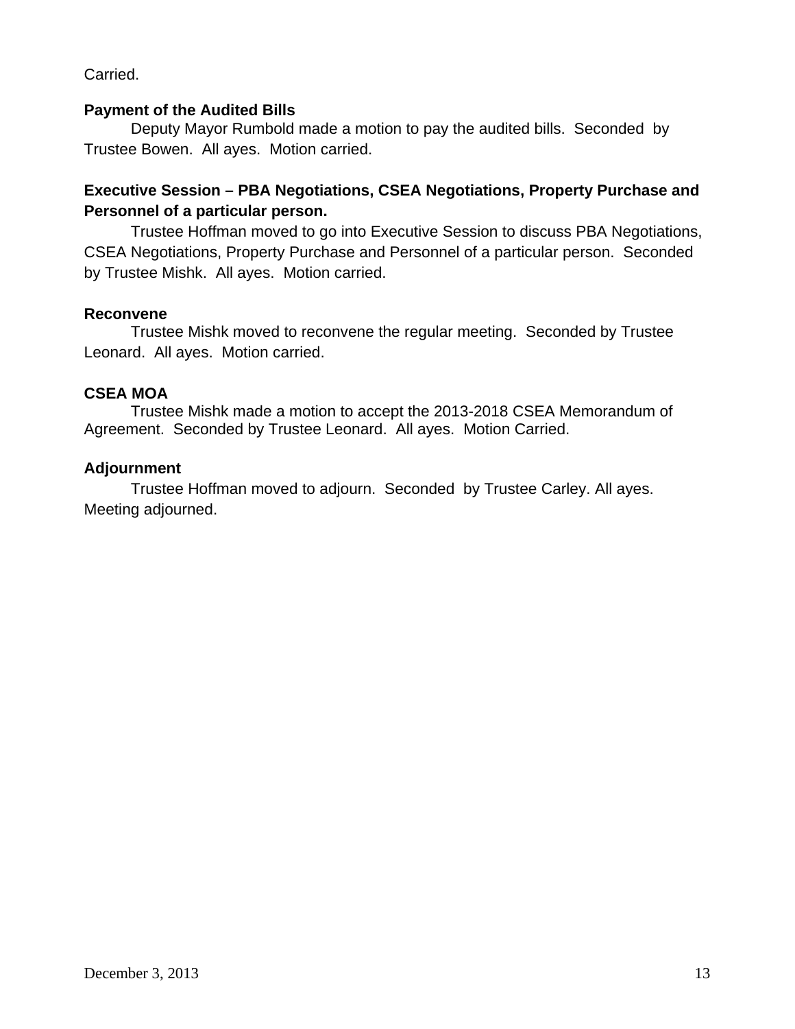Carried.

**Payment of the Audited Bills**

Deputy Mayor Rumbold made a motion to pay the audited bills. Seconded by Trustee Bowen. All ayes. Motion carried.

**Executive Session – PBA Negotiations, CSEA Negotiations, Property Purchase and Personnel of a particular person.**

Trustee Hoffman moved to go into Executive Session to discuss PBA Negotiations, CSEA Negotiations, Property Purchase and Personnel of a particular person. Seconded by Trustee Mishk. All ayes. Motion carried.

**Reconvene**

Trustee Mishk moved to reconvene the regular meeting. Seconded by Trustee Leonard. All ayes. Motion carried.

**CSEA MOA**

Trustee Mishk made a motion to accept the 2013-2018 CSEA Memorandum of Agreement. Seconded by Trustee Leonard. All ayes. Motion Carried.

**Adjournment**

Trustee Hoffman moved to adjourn. Seconded by Trustee Carley. All ayes. Meeting adjourned.